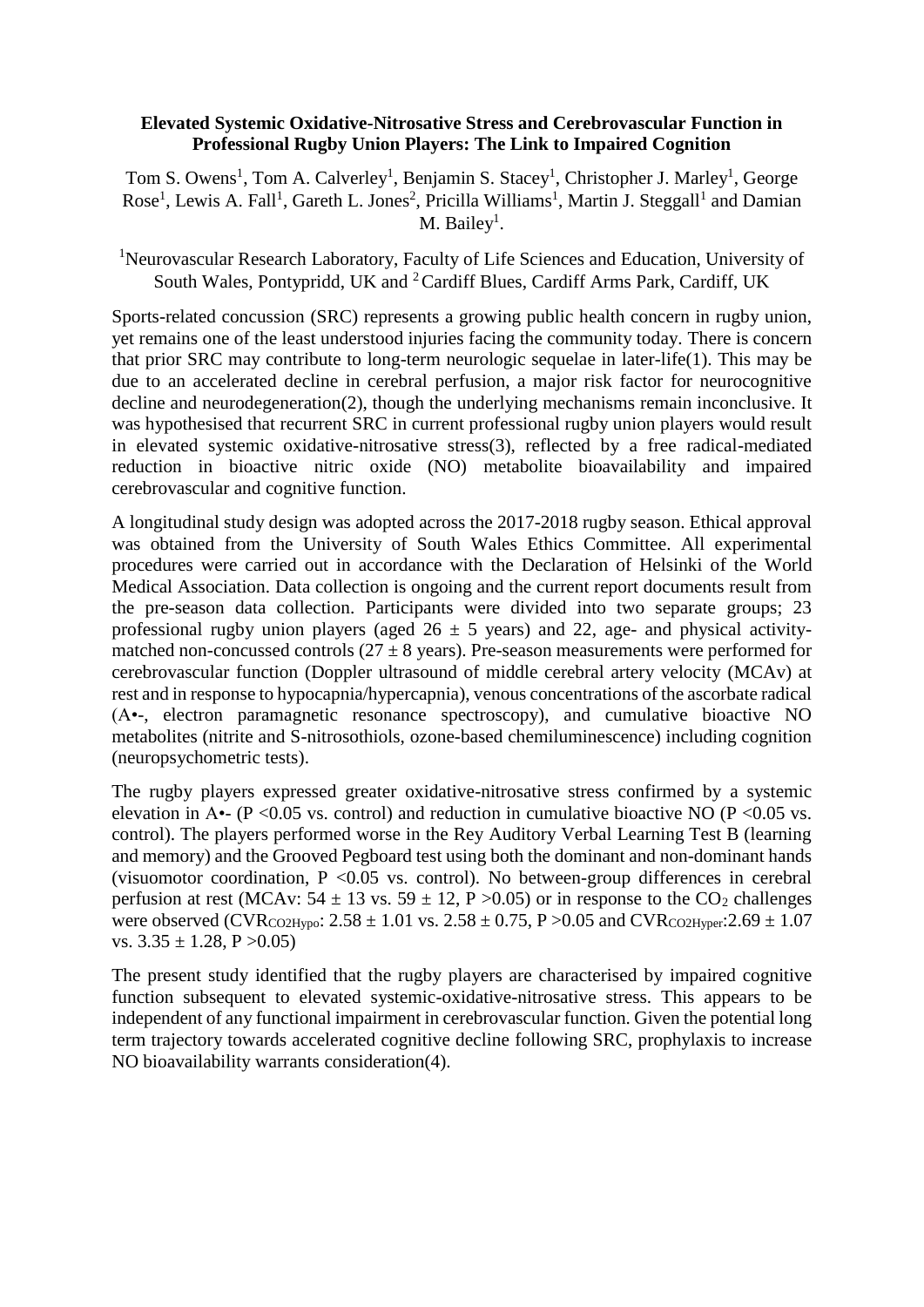**Elevated Systemic Oxidative-Nitrosative Stress and Cerebrovascular Function in Professional Rugby Union Players: The Link to Impaired Cognition**

Tom S. Owens[1], Tom A. Calverley[1], Benjamin S. Stacey[1], Christopher J. Marley[1], George Rose[1], Lewis A. Fall[1], Gareth L. Jones[2], Pricilla Williams[1], Martin J. Steggall[1] and Damian M. Bailey[1].

[1]Neurovascular Research Laboratory, Faculty of Life Sciences and Education, University of South Wales, Pontypridd, UK and [2]Cardiff Blues, Cardiff Arms Park, Cardiff, UK

Sports-related concussion (SRC) represents a growing public health concern in rugby union, yet remains one of the least understood injuries facing the community today. There is concern that prior SRC may contribute to long-term neurologic sequelae in later-life(1). This may be due to an accelerated decline in cerebral perfusion, a major risk factor for neurocognitive decline and neurodegeneration(2), though the underlying mechanisms remain inconclusive. It was hypothesised that recurrent SRC in current professional rugby union players would result in elevated systemic oxidative-nitrosative stress(3), reflected by a free radical-mediated reduction in bioactive nitric oxide (NO) metabolite bioavailability and impaired cerebrovascular and cognitive function.

A longitudinal study design was adopted across the 2017-2018 rugby season. Ethical approval was obtained from the University of South Wales Ethics Committee. All experimental procedures were carried out in accordance with the Declaration of Helsinki of the World Medical Association. Data collection is ongoing and the current report documents result from the pre-season data collection. Participants were divided into two separate groups; 23 professional rugby union players (aged $26 \pm 5$ years) and 22, age- and physical activity-matched non-concussed controls ($27 \pm 8$ years). Pre-season measurements were performed for cerebrovascular function (Doppler ultrasound of middle cerebral artery velocity (MCAv) at rest and in response to hypocapnia/hypercapnia), venous concentrations of the ascorbate radical (A•-, electron paramagnetic resonance spectroscopy), and cumulative bioactive NO metabolites (nitrite and S-nitrosothiols, ozone-based chemiluminescence) including cognition (neuropsychometric tests).

The rugby players expressed greater oxidative-nitrosative stress confirmed by a systemic elevation in A•- ($P < 0.05$ vs. control) and reduction in cumulative bioactive NO ($P < 0.05$ vs. control). The players performed worse in the Rey Auditory Verbal Learning Test B (learning and memory) and the Grooved Pegboard test using both the dominant and non-dominant hands (visuomotor coordination, $P < 0.05$ vs. control). No between-group differences in cerebral perfusion at rest (MCAv: $54 \pm 13$ vs. $59 \pm 12$, $P > 0.05$) or in response to the $CO_2$ challenges were observed ($CVR_{CO2Hypo}$: $2.58 \pm 1.01$ vs. $2.58 \pm 0.75$, $P > 0.05$ and $CVR_{CO2Hyper}$: $2.69 \pm 1.07$ vs. $3.35 \pm 1.28$, $P > 0.05$)

The present study identified that the rugby players are characterised by impaired cognitive function subsequent to elevated systemic-oxidative-nitrosative stress. This appears to be independent of any functional impairment in cerebrovascular function. Given the potential long term trajectory towards accelerated cognitive decline following SRC, prophylaxis to increase NO bioavailability warrants consideration(4).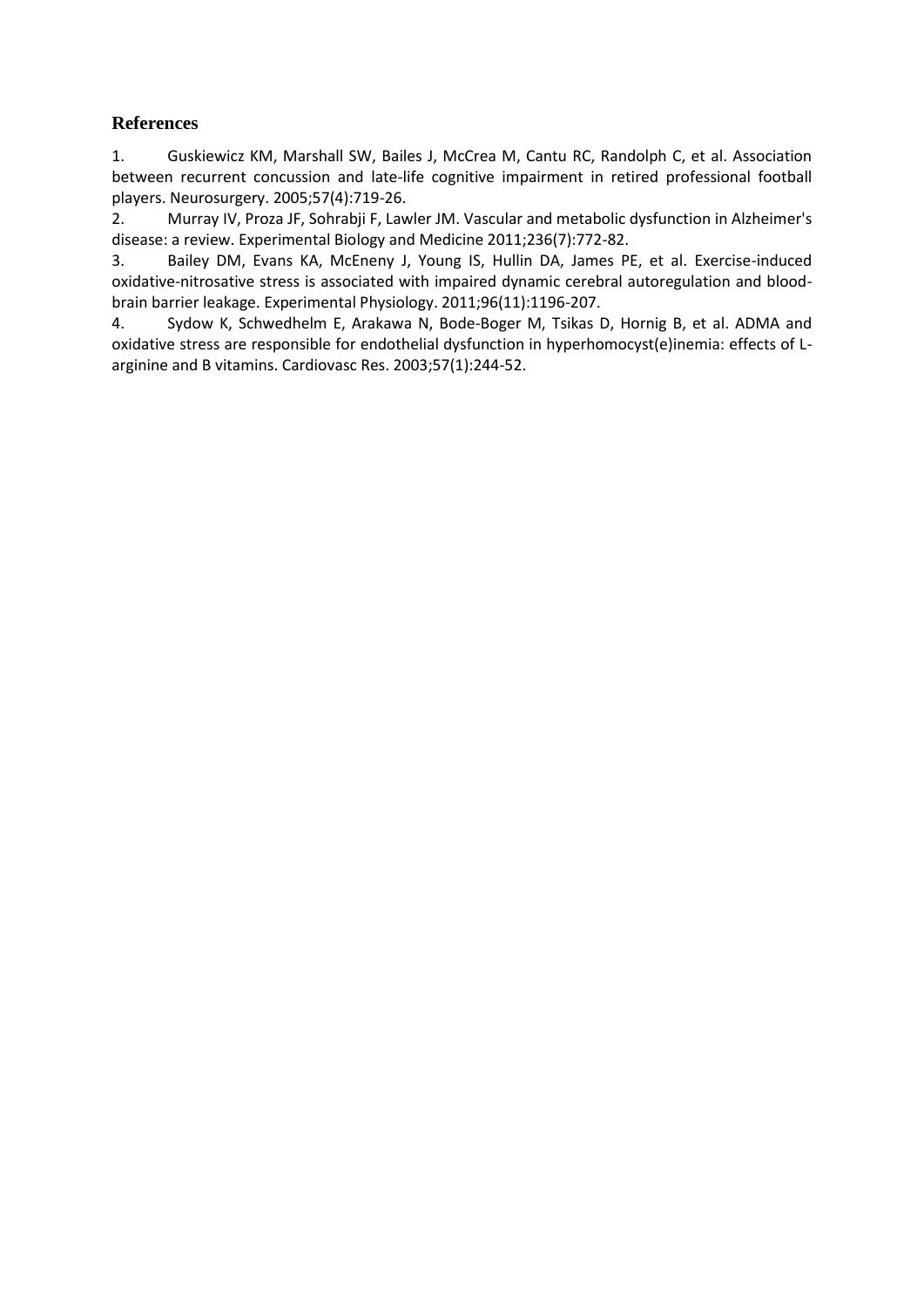## References

1. Guskiewicz KM, Marshall SW, Bailes J, McCrea M, Cantu RC, Randolph C, et al. Association between recurrent concussion and late-life cognitive impairment in retired professional football players. Neurosurgery. 2005;57(4):719-26.
2. Murray IV, Proza JF, Sohrabji F, Lawler JM. Vascular and metabolic dysfunction in Alzheimer's disease: a review. Experimental Biology and Medicine 2011;236(7):772-82.
3. Bailey DM, Evans KA, McEneny J, Young IS, Hullin DA, James PE, et al. Exercise-induced oxidative-nitrosative stress is associated with impaired dynamic cerebral autoregulation and blood-brain barrier leakage. Experimental Physiology. 2011;96(11):1196-207.
4. Sydow K, Schwedhelm E, Arakawa N, Bode-Boger M, Tsikas D, Hornig B, et al. ADMA and oxidative stress are responsible for endothelial dysfunction in hyperhomocyst(e)inemia: effects of L-arginine and B vitamins. Cardiovasc Res. 2003;57(1):244-52.